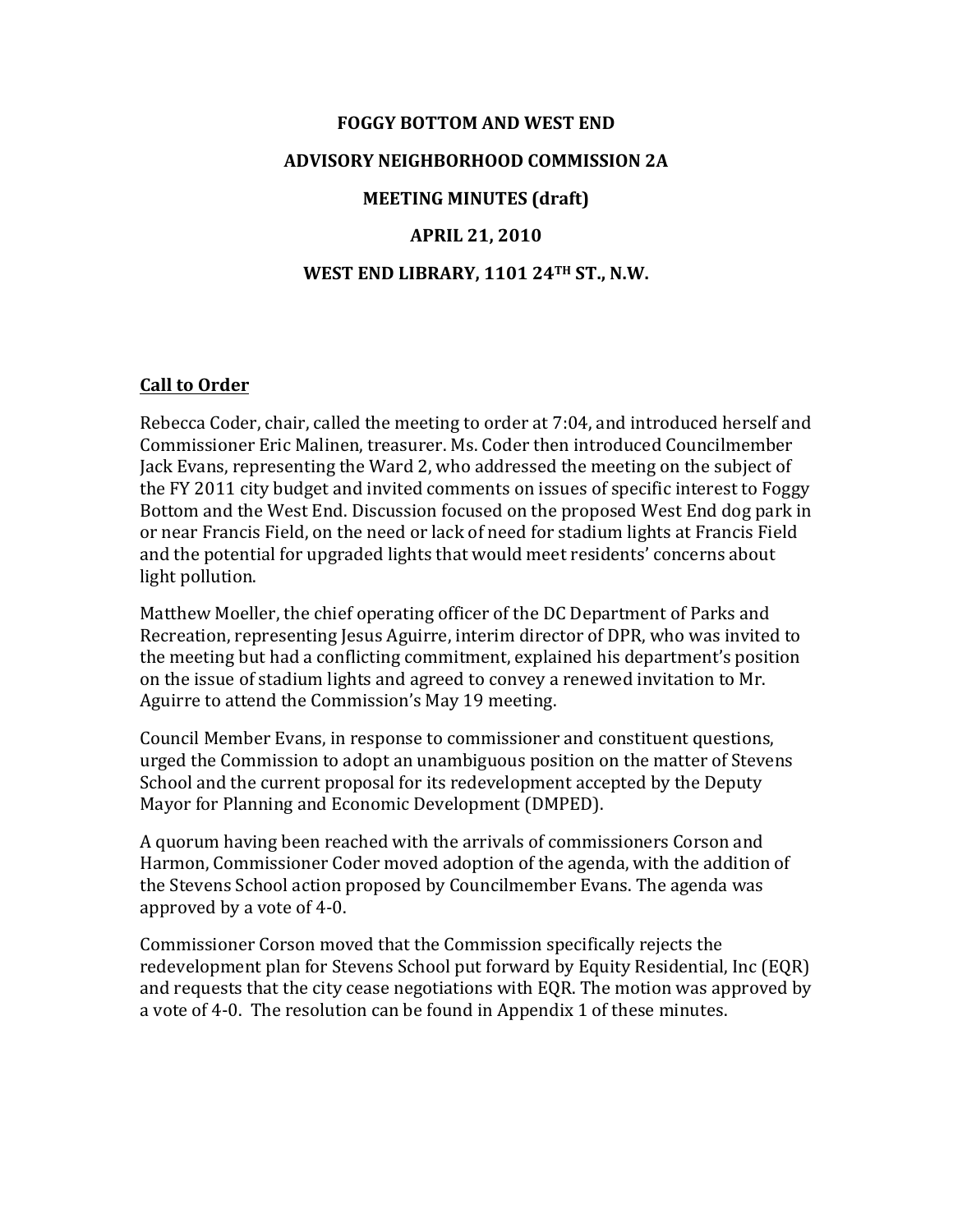# FOGGY BOTTOM AND WEST END

# ADVISORY NEIGHBORHOOD COMMISSION 2A

## MEETING MINUTES (draft)

## APRIL 21, 2010

## WEST END LIBRARY, 1101 24TH ST., N.W.

**Call to Order**

Rebecca Coder, chair, called the meeting to order at 7:04, and introduced herself and Commissioner Eric Malinen, treasurer. Ms. Coder then introduced Councilmember Jack Evans, representing the Ward 2, who addressed the meeting on the subject of the FY 2011 city budget and invited comments on issues of specific interest to Foggy Bottom and the West End. Discussion focused on the proposed West End dog park in or near Francis Field, on the need or lack of need for stadium lights at Francis Field and the potential for upgraded lights that would meet residents' concerns about light pollution.

Matthew Moeller, the chief operating officer of the DC Department of Parks and Recreation, representing Jesus Aguirre, interim director of DPR, who was invited to the meeting but had a conflicting commitment, explained his department's position on the issue of stadium lights and agreed to convey a renewed invitation to Mr. Aguirre to attend the Commission's May 19 meeting.

Council Member Evans, in response to commissioner and constituent questions, urged the Commission to adopt an unambiguous position on the matter of Stevens School and the current proposal for its redevelopment accepted by the Deputy Mayor for Planning and Economic Development (DMPED).

A quorum having been reached with the arrivals of commissioners Corson and Harmon, Commissioner Coder moved adoption of the agenda, with the addition of the Stevens School action proposed by Councilmember Evans. The agenda was approved by a vote of 4-0.

Commissioner Corson moved that the Commission specifically rejects the redevelopment plan for Stevens School put forward by Equity Residential, Inc (EQR) and requests that the city cease negotiations with EQR. The motion was approved by a vote of 4-0. The resolution can be found in Appendix 1 of these minutes.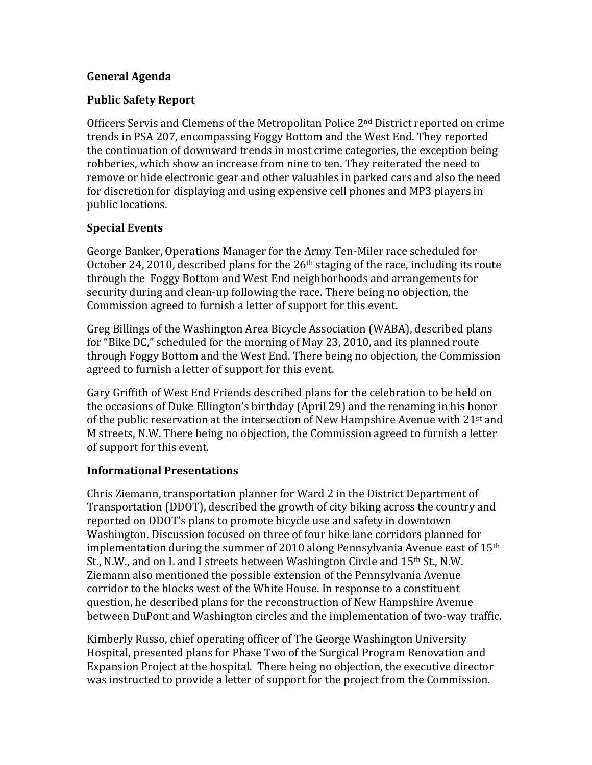## General Agenda

### Public Safety Report

Officers Servis and Clemens of the Metropolitan Police 2nd District reported on crime trends in PSA 207, encompassing Foggy Bottom and the West End. They reported the continuation of downward trends in most crime categories, the exception being robberies, which show an increase from nine to ten. They reiterated the need to remove or hide electronic gear and other valuables in parked cars and also the need for discretion for displaying and using expensive cell phones and MP3 players in public locations.

### Special Events

George Banker, Operations Manager for the Army Ten-Miler race scheduled for October 24, 2010, described plans for the 26th staging of the race, including its route through the Foggy Bottom and West End neighborhoods and arrangements for security during and clean-up following the race. There being no objection, the Commission agreed to furnish a letter of support for this event.

Greg Billings of the Washington Area Bicycle Association (WABA), described plans for "Bike DC," scheduled for the morning of May 23, 2010, and its planned route through Foggy Bottom and the West End. There being no objection, the Commission agreed to furnish a letter of support for this event.

Gary Griffith of West End Friends described plans for the celebration to be held on the occasions of Duke Ellington's birthday (April 29) and the renaming in his honor of the public reservation at the intersection of New Hampshire Avenue with 21st and M streets, N.W. There being no objection, the Commission agreed to furnish a letter of support for this event.

### Informational Presentations

Chris Ziemann, transportation planner for Ward 2 in the District Department of Transportation (DDOT), described the growth of city biking across the country and reported on DDOT's plans to promote bicycle use and safety in downtown Washington. Discussion focused on three of four bike lane corridors planned for implementation during the summer of 2010 along Pennsylvania Avenue east of 15th St., N.W., and on L and I streets between Washington Circle and 15th St., N.W. Ziemann also mentioned the possible extension of the Pennsylvania Avenue corridor to the blocks west of the White House. In response to a constituent question, he described plans for the reconstruction of New Hampshire Avenue between DuPont and Washington circles and the implementation of two-way traffic.

Kimberly Russo, chief operating officer of The George Washington University Hospital, presented plans for Phase Two of the Surgical Program Renovation and Expansion Project at the hospital. There being no objection, the executive director was instructed to provide a letter of support for the project from the Commission.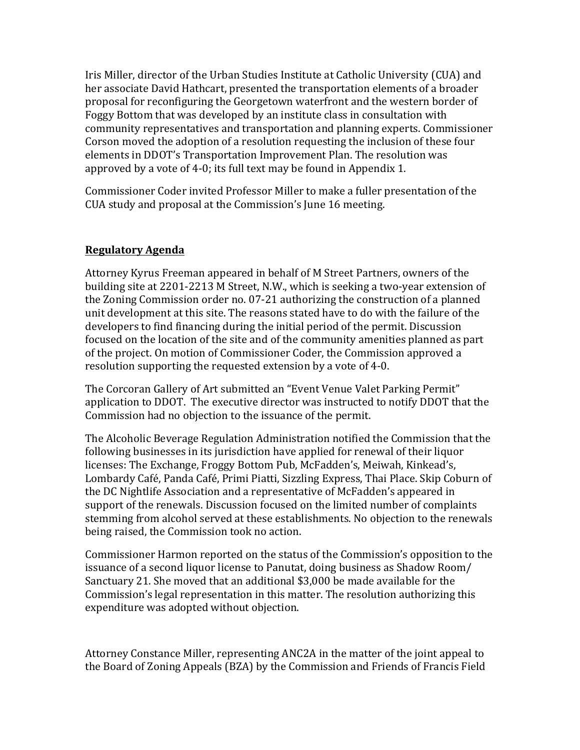Iris Miller, director of the Urban Studies Institute at Catholic University (CUA) and her associate David Hathcart, presented the transportation elements of a broader proposal for reconfiguring the Georgetown waterfront and the western border of Foggy Bottom that was developed by an institute class in consultation with community representatives and transportation and planning experts. Commissioner Corson moved the adoption of a resolution requesting the inclusion of these four elements in DDOT's Transportation Improvement Plan. The resolution was approved by a vote of 4-0; its full text may be found in Appendix 1.

Commissioner Coder invited Professor Miller to make a fuller presentation of the CUA study and proposal at the Commission's June 16 meeting.

## **Regulatory Agenda**

Attorney Kyrus Freeman appeared in behalf of M Street Partners, owners of the building site at 2201-2213 M Street, N.W., which is seeking a two-year extension of the Zoning Commission order no. 07-21 authorizing the construction of a planned unit development at this site. The reasons stated have to do with the failure of the developers to find financing during the initial period of the permit. Discussion focused on the location of the site and of the community amenities planned as part of the project. On motion of Commissioner Coder, the Commission approved a resolution supporting the requested extension by a vote of 4-0.

The Corcoran Gallery of Art submitted an "Event Venue Valet Parking Permit" application to DDOT. The executive director was instructed to notify DDOT that the Commission had no objection to the issuance of the permit.

The Alcoholic Beverage Regulation Administration notified the Commission that the following businesses in its jurisdiction have applied for renewal of their liquor licenses: The Exchange, Froggy Bottom Pub, McFadden's, Meiwah, Kinkead's, Lombardy Café, Panda Café, Primi Piatti, Sizzling Express, Thai Place. Skip Coburn of the DC Nightlife Association and a representative of McFadden's appeared in support of the renewals. Discussion focused on the limited number of complaints stemming from alcohol served at these establishments. No objection to the renewals being raised, the Commission took no action.

Commissioner Harmon reported on the status of the Commission's opposition to the issuance of a second liquor license to Panutat, doing business as Shadow Room/ Sanctuary 21. She moved that an additional $3,000 be made available for the Commission's legal representation in this matter. The resolution authorizing this expenditure was adopted without objection.

Attorney Constance Miller, representing ANC2A in the matter of the joint appeal to the Board of Zoning Appeals (BZA) by the Commission and Friends of Francis Field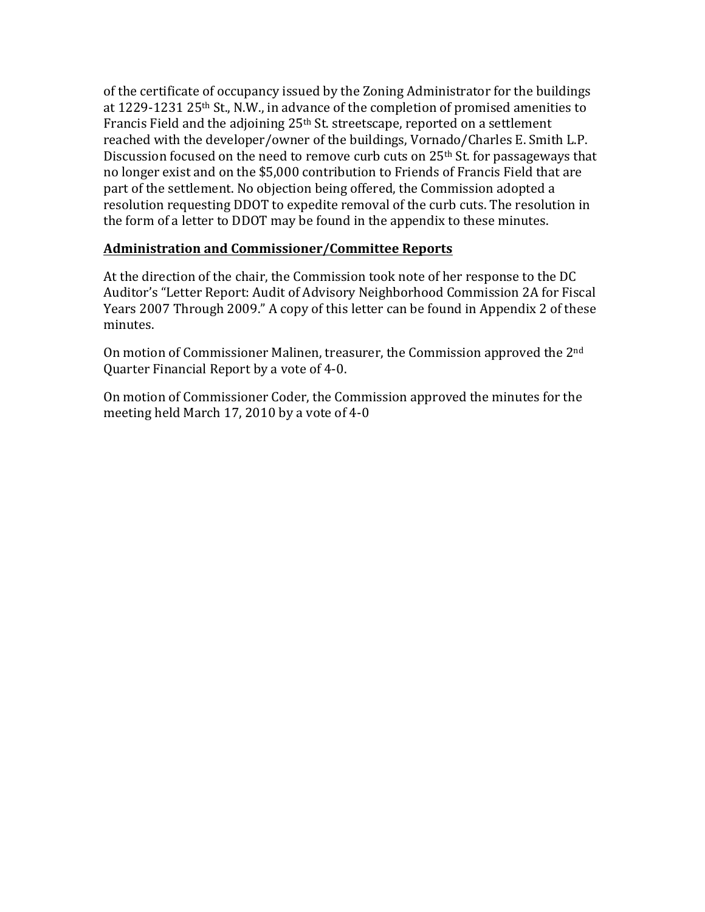of the certificate of occupancy issued by the Zoning Administrator for the buildings at 1229-1231 25th St., N.W., in advance of the completion of promised amenities to Francis Field and the adjoining 25th St. streetscape, reported on a settlement reached with the developer/owner of the buildings, Vornado/Charles E. Smith L.P. Discussion focused on the need to remove curb cuts on 25th St. for passageways that no longer exist and on the $5,000 contribution to Friends of Francis Field that are part of the settlement. No objection being offered, the Commission adopted a resolution requesting DDOT to expedite removal of the curb cuts. The resolution in the form of a letter to DDOT may be found in the appendix to these minutes.

**Administration and Commissioner/Committee Reports**

At the direction of the chair, the Commission took note of her response to the DC Auditor's "Letter Report: Audit of Advisory Neighborhood Commission 2A for Fiscal Years 2007 Through 2009." A copy of this letter can be found in Appendix 2 of these minutes.

On motion of Commissioner Malinen, treasurer, the Commission approved the 2nd Quarter Financial Report by a vote of 4-0.

On motion of Commissioner Coder, the Commission approved the minutes for the meeting held March 17, 2010 by a vote of 4-0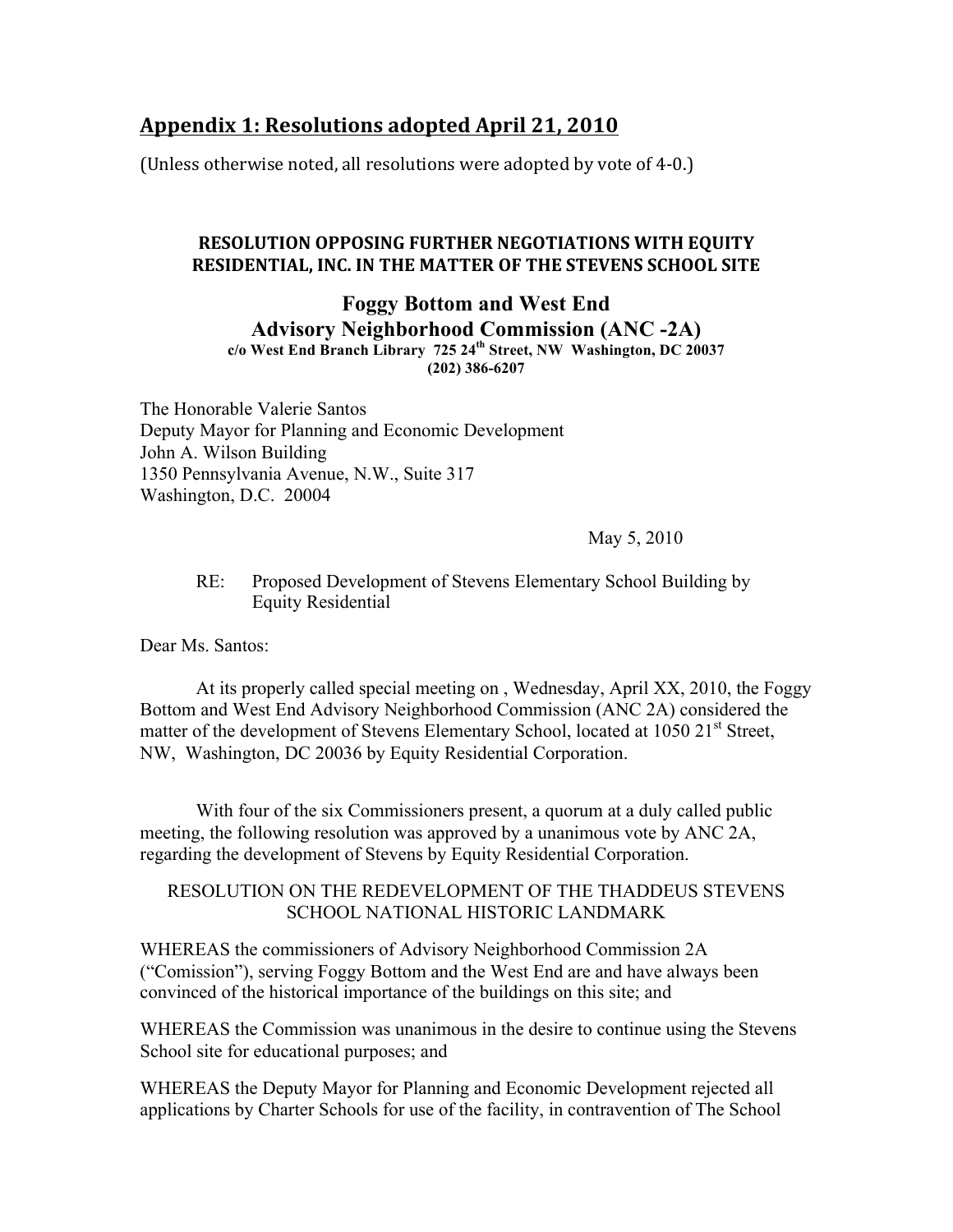## Appendix 1: Resolutions adopted April 21, 2010

(Unless otherwise noted, all resolutions were adopted by vote of 4-0.)

### RESOLUTION OPPOSING FURTHER NEGOTIATIONS WITH EQUITY RESIDENTIAL, INC. IN THE MATTER OF THE STEVENS SCHOOL SITE

**Foggy Bottom and West End**
**Advisory Neighborhood Commission (ANC -2A)**
**c/o West End Branch Library 725 24th Street, NW Washington, DC 20037**
**(202) 386-6207**

The Honorable Valerie Santos
Deputy Mayor for Planning and Economic Development
John A. Wilson Building
1350 Pennsylvania Avenue, N.W., Suite 317
Washington, D.C. 20004

May 5, 2010

RE: Proposed Development of Stevens Elementary School Building by Equity Residential

Dear Ms. Santos:

At its properly called special meeting on , Wednesday, April XX, 2010, the Foggy Bottom and West End Advisory Neighborhood Commission (ANC 2A) considered the matter of the development of Stevens Elementary School, located at 1050 21st Street, NW, Washington, DC 20036 by Equity Residential Corporation.

With four of the six Commissioners present, a quorum at a duly called public meeting, the following resolution was approved by a unanimous vote by ANC 2A, regarding the development of Stevens by Equity Residential Corporation.

RESOLUTION ON THE REDEVELOPMENT OF THE THADDEUS STEVENS SCHOOL NATIONAL HISTORIC LANDMARK

WHEREAS the commissioners of Advisory Neighborhood Commission 2A ("Comission"), serving Foggy Bottom and the West End are and have always been convinced of the historical importance of the buildings on this site; and

WHEREAS the Commission was unanimous in the desire to continue using the Stevens School site for educational purposes; and

WHEREAS the Deputy Mayor for Planning and Economic Development rejected all applications by Charter Schools for use of the facility, in contravention of The School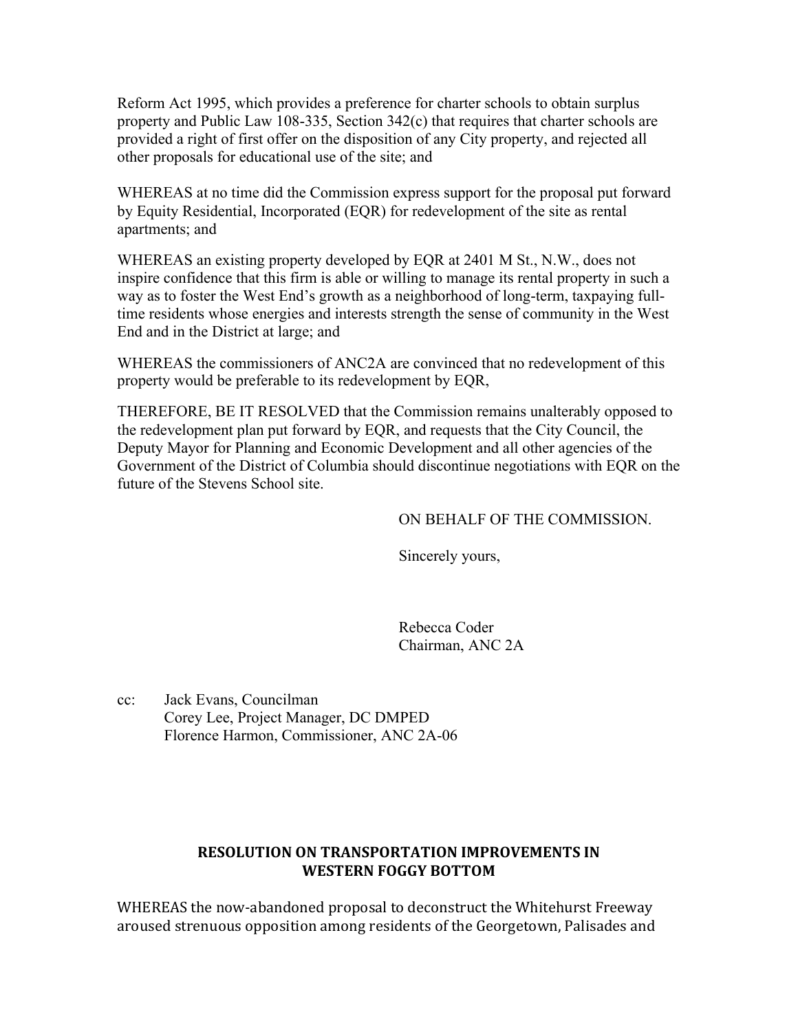Reform Act 1995, which provides a preference for charter schools to obtain surplus property and Public Law 108-335, Section 342(c) that requires that charter schools are provided a right of first offer on the disposition of any City property, and rejected all other proposals for educational use of the site; and

WHEREAS at no time did the Commission express support for the proposal put forward by Equity Residential, Incorporated (EQR) for redevelopment of the site as rental apartments; and

WHEREAS an existing property developed by EQR at 2401 M St., N.W., does not inspire confidence that this firm is able or willing to manage its rental property in such a way as to foster the West End's growth as a neighborhood of long-term, taxpaying full-time residents whose energies and interests strength the sense of community in the West End and in the District at large; and

WHEREAS the commissioners of ANC2A are convinced that no redevelopment of this property would be preferable to its redevelopment by EQR,

THEREFORE, BE IT RESOLVED that the Commission remains unalterably opposed to the redevelopment plan put forward by EQR, and requests that the City Council, the Deputy Mayor for Planning and Economic Development and all other agencies of the Government of the District of Columbia should discontinue negotiations with EQR on the future of the Stevens School site.

ON BEHALF OF THE COMMISSION.

Sincerely yours,

Rebecca Coder
Chairman, ANC 2A

cc: Jack Evans, Councilman
Corey Lee, Project Manager, DC DMPED
Florence Harmon, Commissioner, ANC 2A-06

## RESOLUTION ON TRANSPORTATION IMPROVEMENTS IN WESTERN FOGGY BOTTOM

WHEREAS the now-abandoned proposal to deconstruct the Whitehurst Freeway aroused strenuous opposition among residents of the Georgetown, Palisades and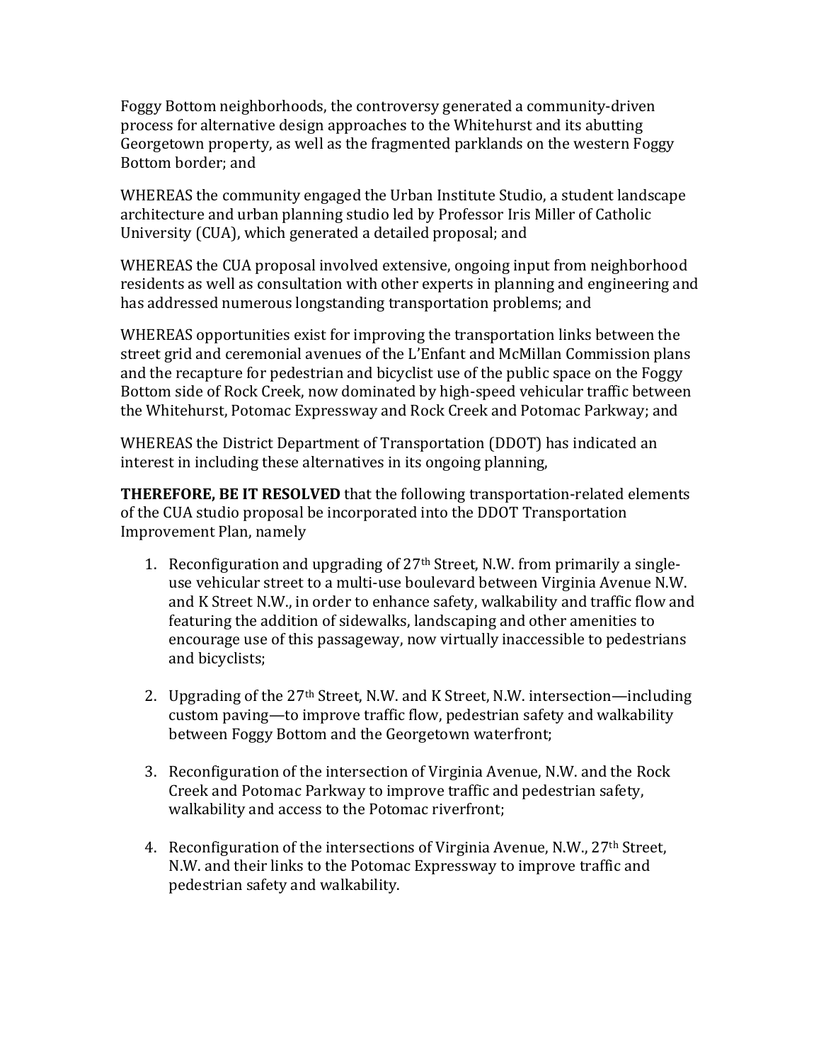Foggy Bottom neighborhoods, the controversy generated a community-driven process for alternative design approaches to the Whitehurst and its abutting Georgetown property, as well as the fragmented parklands on the western Foggy Bottom border; and

WHEREAS the community engaged the Urban Institute Studio, a student landscape architecture and urban planning studio led by Professor Iris Miller of Catholic University (CUA), which generated a detailed proposal; and

WHEREAS the CUA proposal involved extensive, ongoing input from neighborhood residents as well as consultation with other experts in planning and engineering and has addressed numerous longstanding transportation problems; and

WHEREAS opportunities exist for improving the transportation links between the street grid and ceremonial avenues of the L'Enfant and McMillan Commission plans and the recapture for pedestrian and bicyclist use of the public space on the Foggy Bottom side of Rock Creek, now dominated by high-speed vehicular traffic between the Whitehurst, Potomac Expressway and Rock Creek and Potomac Parkway; and

WHEREAS the District Department of Transportation (DDOT) has indicated an interest in including these alternatives in its ongoing planning,

**THEREFORE, BE IT RESOLVED** that the following transportation-related elements of the CUA studio proposal be incorporated into the DDOT Transportation Improvement Plan, namely

1. Reconfiguration and upgrading of 27th Street, N.W. from primarily a single-use vehicular street to a multi-use boulevard between Virginia Avenue N.W. and K Street N.W., in order to enhance safety, walkability and traffic flow and featuring the addition of sidewalks, landscaping and other amenities to encourage use of this passageway, now virtually inaccessible to pedestrians and bicyclists;

2. Upgrading of the 27th Street, N.W. and K Street, N.W. intersection—including custom paving—to improve traffic flow, pedestrian safety and walkability between Foggy Bottom and the Georgetown waterfront;

3. Reconfiguration of the intersection of Virginia Avenue, N.W. and the Rock Creek and Potomac Parkway to improve traffic and pedestrian safety, walkability and access to the Potomac riverfront;

4. Reconfiguration of the intersections of Virginia Avenue, N.W., 27th Street, N.W. and their links to the Potomac Expressway to improve traffic and pedestrian safety and walkability.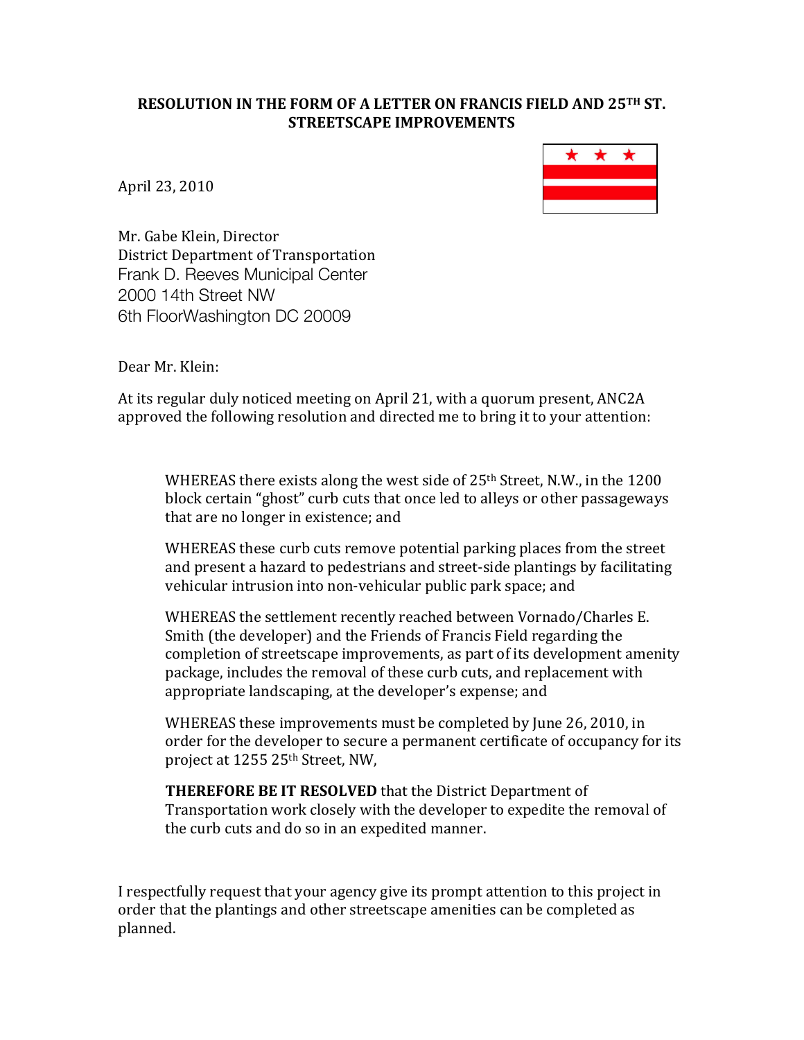**RESOLUTION IN THE FORM OF A LETTER ON FRANCIS FIELD AND 25[TH] ST. STREETSCAPE IMPROVEMENTS**

April 23, 2010

Mr. Gabe Klein, Director
District Department of Transportation
Frank D. Reeves Municipal Center
2000 14th Street NW
6th FloorWashington DC 20009

Dear Mr. Klein:

At its regular duly noticed meeting on April 21, with a quorum present, ANC2A approved the following resolution and directed me to bring it to your attention:

> WHEREAS there exists along the west side of 25th Street, N.W., in the 1200 block certain "ghost" curb cuts that once led to alleys or other passageways that are no longer in existence; and
>
> WHEREAS these curb cuts remove potential parking places from the street and present a hazard to pedestrians and street-side plantings by facilitating vehicular intrusion into non-vehicular public park space; and
>
> WHEREAS the settlement recently reached between Vornado/Charles E. Smith (the developer) and the Friends of Francis Field regarding the completion of streetscape improvements, as part of its development amenity package, includes the removal of these curb cuts, and replacement with appropriate landscaping, at the developer's expense; and
>
> WHEREAS these improvements must be completed by June 26, 2010, in order for the developer to secure a permanent certificate of occupancy for its project at 1255 25th Street, NW,
>
> **THEREFORE BE IT RESOLVED** that the District Department of Transportation work closely with the developer to expedite the removal of the curb cuts and do so in an expedited manner.

I respectfully request that your agency give its prompt attention to this project in order that the plantings and other streetscape amenities can be completed as planned.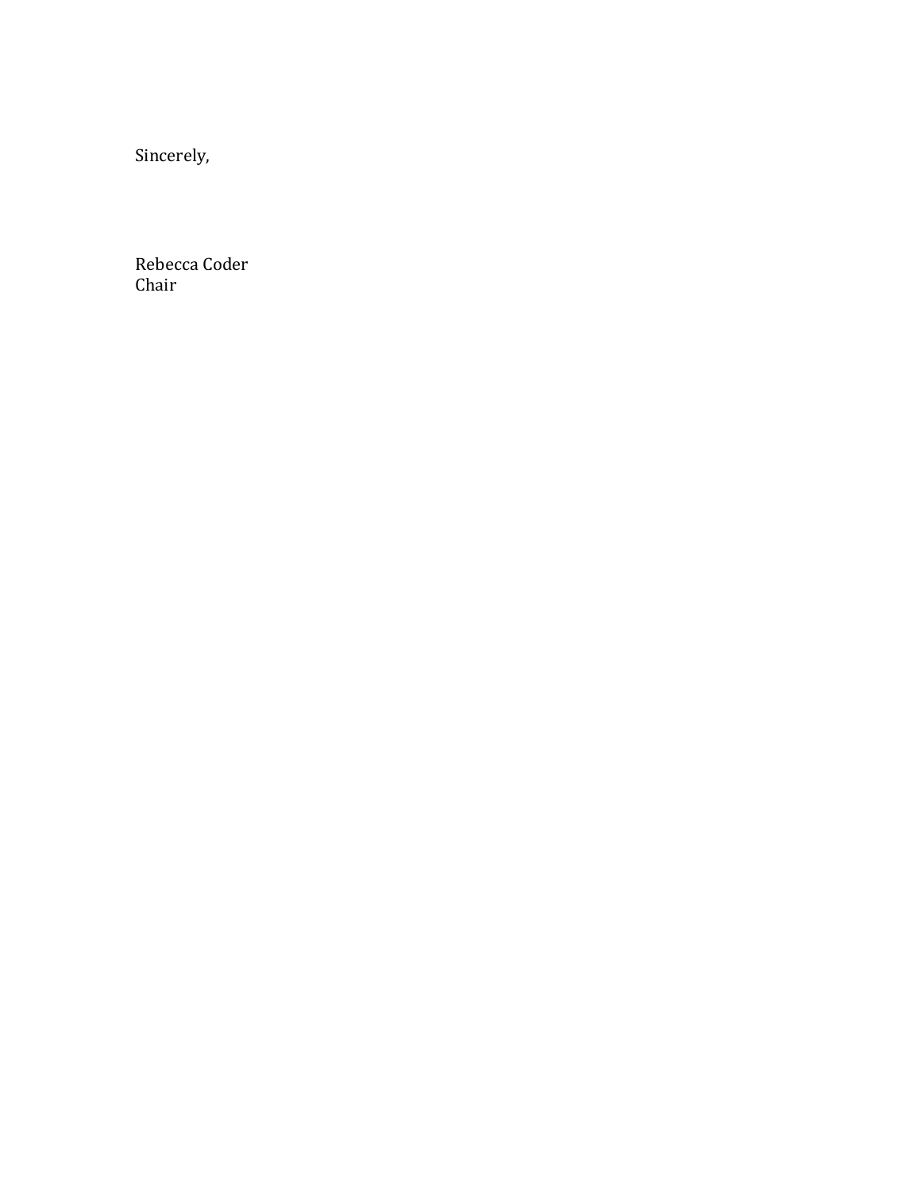Sincerely,

Rebecca Coder
Chair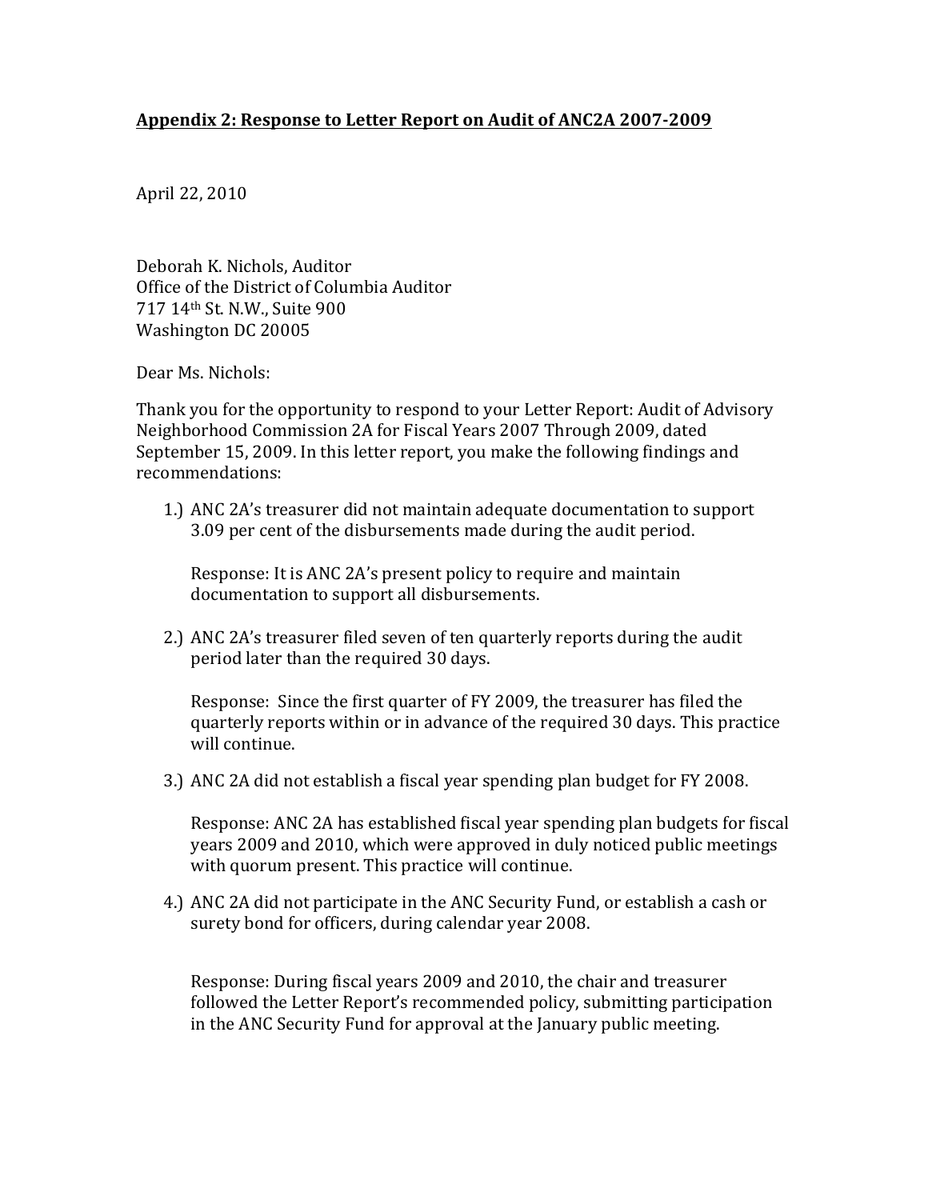**Appendix 2: Response to Letter Report on Audit of ANC2A 2007-2009**

April 22, 2010

Deborah K. Nichols, Auditor
Office of the District of Columbia Auditor
717 14th St. N.W., Suite 900
Washington DC 20005

Dear Ms. Nichols:

Thank you for the opportunity to respond to your Letter Report: Audit of Advisory Neighborhood Commission 2A for Fiscal Years 2007 Through 2009, dated September 15, 2009. In this letter report, you make the following findings and recommendations:

1.) ANC 2A's treasurer did not maintain adequate documentation to support 3.09 per cent of the disbursements made during the audit period.

    Response: It is ANC 2A's present policy to require and maintain documentation to support all disbursements.

2.) ANC 2A's treasurer filed seven of ten quarterly reports during the audit period later than the required 30 days.

    Response: Since the first quarter of FY 2009, the treasurer has filed the quarterly reports within or in advance of the required 30 days. This practice will continue.

3.) ANC 2A did not establish a fiscal year spending plan budget for FY 2008.

    Response: ANC 2A has established fiscal year spending plan budgets for fiscal years 2009 and 2010, which were approved in duly noticed public meetings with quorum present. This practice will continue.

4.) ANC 2A did not participate in the ANC Security Fund, or establish a cash or surety bond for officers, during calendar year 2008.

    Response: During fiscal years 2009 and 2010, the chair and treasurer followed the Letter Report's recommended policy, submitting participation in the ANC Security Fund for approval at the January public meeting.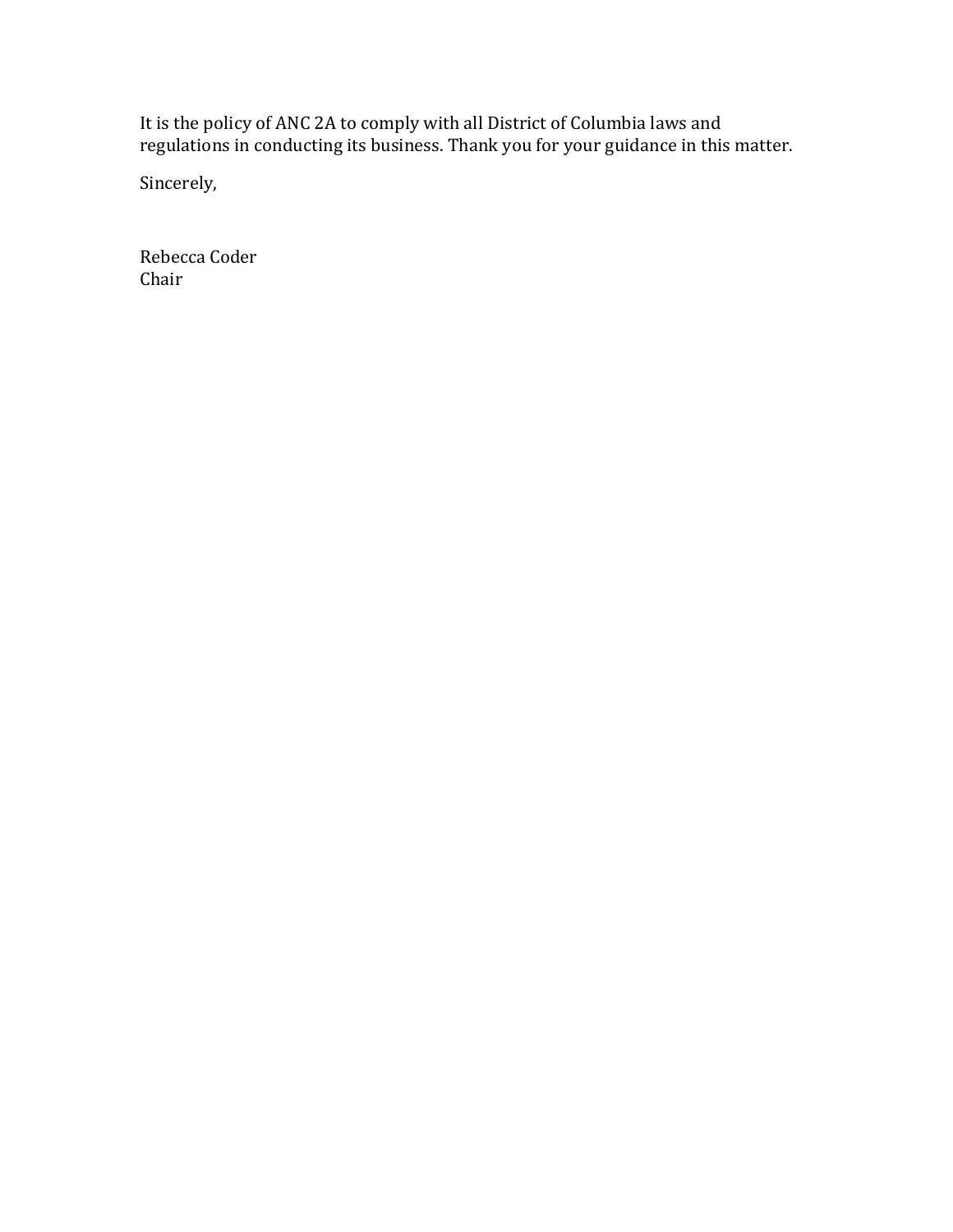It is the policy of ANC 2A to comply with all District of Columbia laws and regulations in conducting its business. Thank you for your guidance in this matter.

Sincerely,

Rebecca Coder
Chair